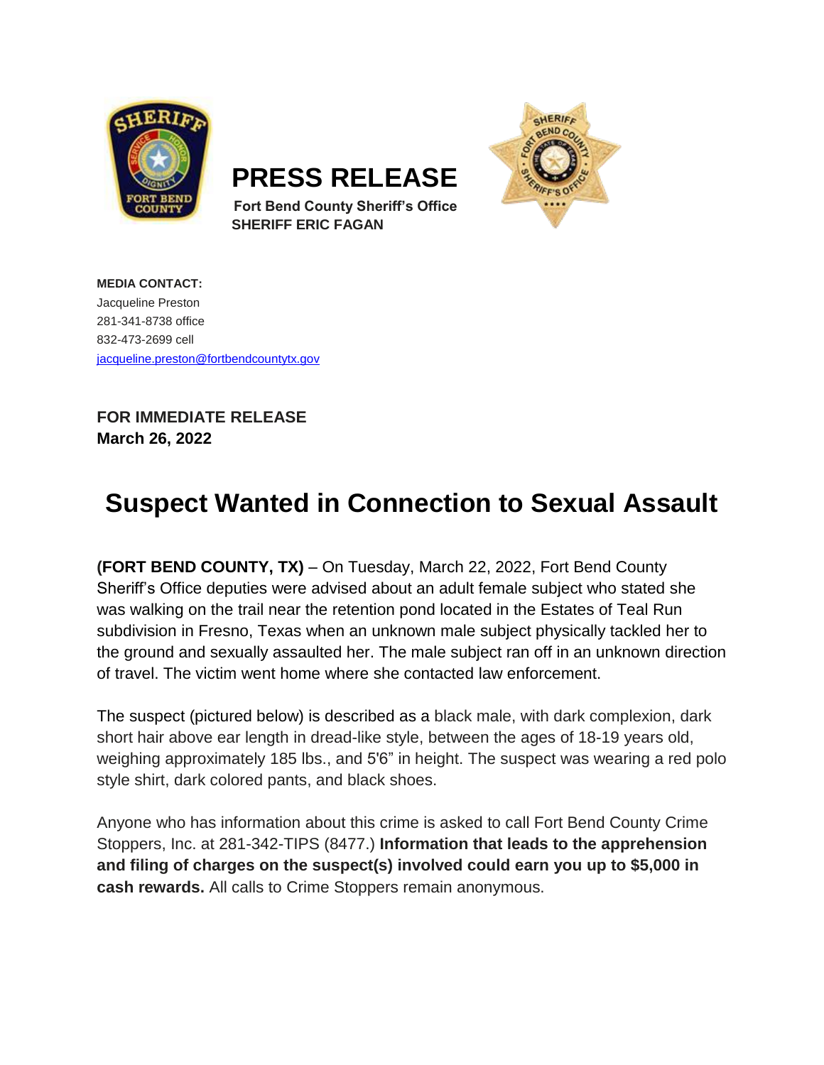# PRESS RELEASE

**Fort Bend County Sheriff's Office**
**SHERIFF ERIC FAGAN**

**MEDIA CONTACT:**
Jacqueline Preston
281-341-8738 office
832-473-2699 cell
jacqueline.preston@fortbendcountytx.gov

**FOR IMMEDIATE RELEASE**
**March 26, 2022**

## Suspect Wanted in Connection to Sexual Assault

**(FORT BEND COUNTY, TX)** – On Tuesday, March 22, 2022, Fort Bend County Sheriff's Office deputies were advised about an adult female subject who stated she was walking on the trail near the retention pond located in the Estates of Teal Run subdivision in Fresno, Texas when an unknown male subject physically tackled her to the ground and sexually assaulted her. The male subject ran off in an unknown direction of travel. The victim went home where she contacted law enforcement.

The suspect (pictured below) is described as a black male, with dark complexion, dark short hair above ear length in dread-like style, between the ages of 18-19 years old, weighing approximately 185 lbs., and 5'6" in height. The suspect was wearing a red polo style shirt, dark colored pants, and black shoes.

Anyone who has information about this crime is asked to call Fort Bend County Crime Stoppers, Inc. at 281-342-TIPS (8477.) **Information that leads to the apprehension and filing of charges on the suspect(s) involved could earn you up to $5,000 in cash rewards.** All calls to Crime Stoppers remain anonymous.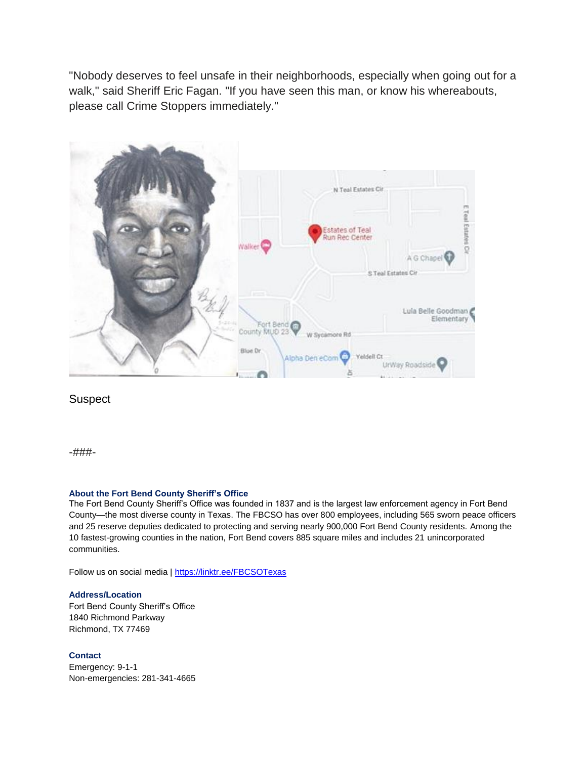"Nobody deserves to feel unsafe in their neighborhoods, especially when going out for a walk," said Sheriff Eric Fagan. "If you have seen this man, or know his whereabouts, please call Crime Stoppers immediately."

Suspect

-###-

**About the Fort Bend County Sheriff's Office**

The Fort Bend County Sheriff's Office was founded in 1837 and is the largest law enforcement agency in Fort Bend County—the most diverse county in Texas. The FBCSO has over 800 employees, including 565 sworn peace officers and 25 reserve deputies dedicated to protecting and serving nearly 900,000 Fort Bend County residents. Among the 10 fastest-growing counties in the nation, Fort Bend covers 885 square miles and includes 21 unincorporated communities.

Follow us on social media | https://linktr.ee/FBCSOTexas

**Address/Location**

Fort Bend County Sheriff's Office
1840 Richmond Parkway
Richmond, TX 77469

**Contact**

Emergency: 9-1-1
Non-emergencies: 281-341-4665